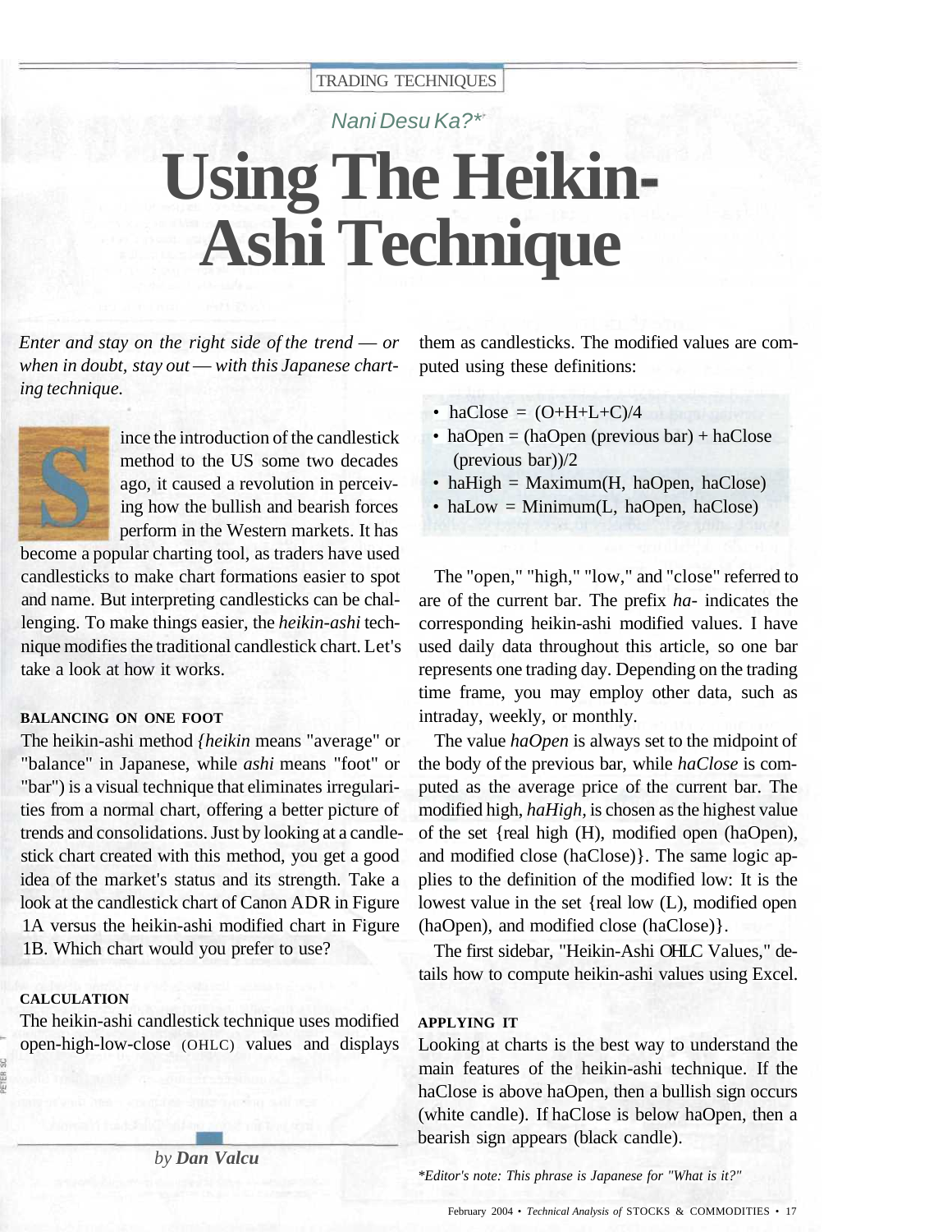TRADING TECHNIQUES

*Nani Desu Ka?**

# Using The Heikin-Ashi Technique

*Enter and stay on the right side of the trend — or when in doubt, stay out — with this Japanese charting technique.*

Since the introduction of the candlestick method to the US some two decades ago, it caused a revolution in perceiving how the bullish and bearish forces perform in the Western markets. It has become a popular charting tool, as traders have used candlesticks to make chart formations easier to spot and name. But interpreting candlesticks can be challenging. To make things easier, the *heikin-ashi* technique modifies the traditional candlestick chart. Let's take a look at how it works.

### BALANCING ON ONE FOOT

The heikin-ashi method (*heikin* means "average" or "balance" in Japanese, while *ashi* means "foot" or "bar") is a visual technique that eliminates irregularities from a normal chart, offering a better picture of trends and consolidations. Just by looking at a candlestick chart created with this method, you get a good idea of the market's status and its strength. Take a look at the candlestick chart of Canon ADR in Figure 1A versus the heikin-ashi modified chart in Figure 1B. Which chart would you prefer to use?

### CALCULATION

The heikin-ashi candlestick technique uses modified open-high-low-close (OHLC) values and displays them as candlesticks. The modified values are computed using these definitions:

- haClose = (O+H+L+C)/4
- haOpen = (haOpen (previous bar) + haClose (previous bar))/2
- haHigh = Maximum(H, haOpen, haClose)
- haLow = Minimum(L, haOpen, haClose)

The "open," "high," "low," and "close" referred to are of the current bar. The prefix *ha-* indicates the corresponding heikin-ashi modified values. I have used daily data throughout this article, so one bar represents one trading day. Depending on the trading time frame, you may employ other data, such as intraday, weekly, or monthly.

The value *haOpen* is always set to the midpoint of the body of the previous bar, while *haClose* is computed as the average price of the current bar. The modified high, *haHigh*, is chosen as the highest value of the set {real high (H), modified open (haOpen), and modified close (haClose)}. The same logic applies to the definition of the modified low: It is the lowest value in the set {real low (L), modified open (haOpen), and modified close (haClose)}.

The first sidebar, "Heikin-Ashi OHLC Values," details how to compute heikin-ashi values using Excel.

### APPLYING IT

Looking at charts is the best way to understand the main features of the heikin-ashi technique. If the haClose is above haOpen, then a bullish sign occurs (white candle). If haClose is below haOpen, then a bearish sign appears (black candle).

by **Dan Valcu**

**Editor's note: This phrase is Japanese for "What is it?"*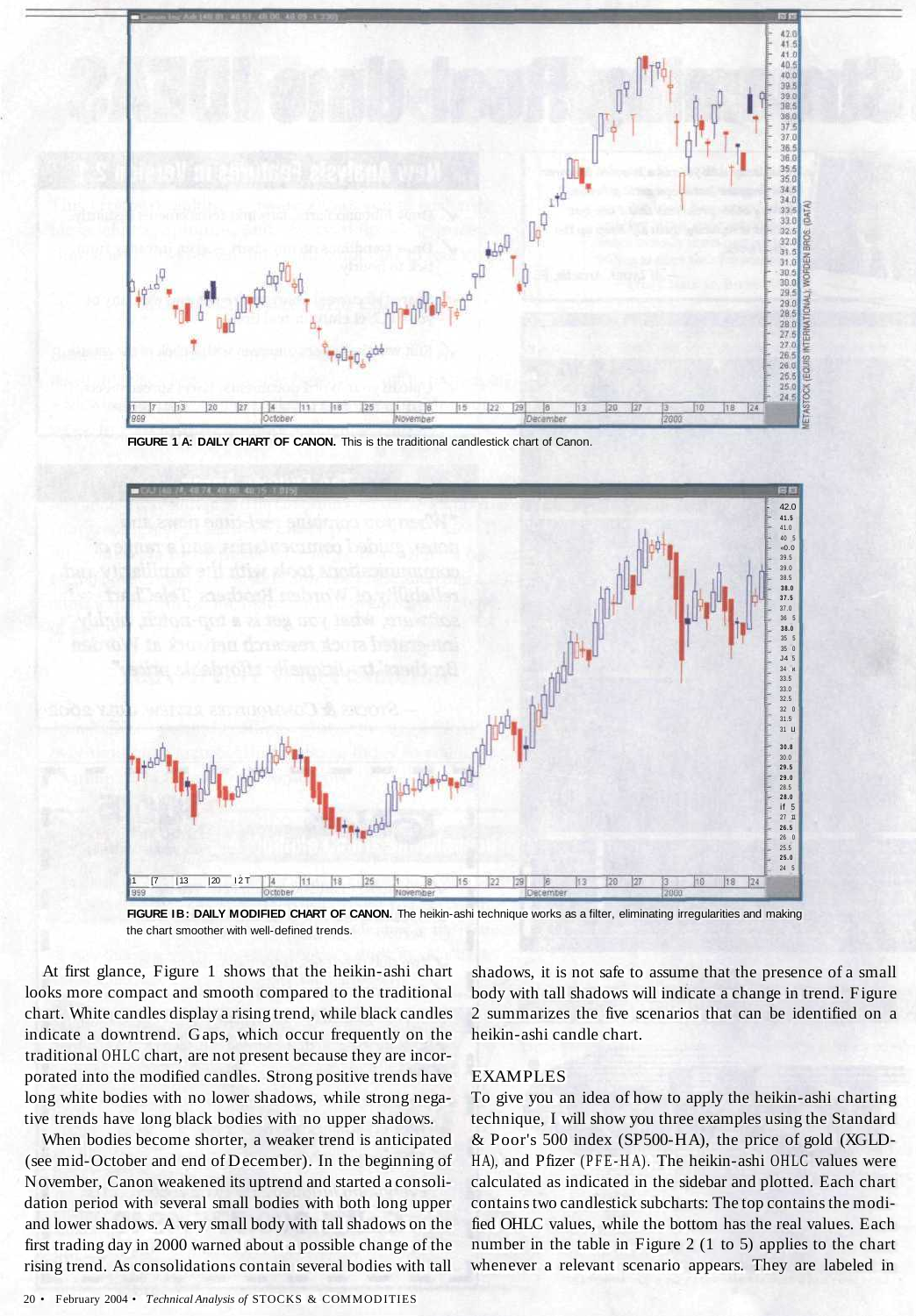FIGURE 1 A: DAILY CHART OF CANON. This is the traditional candlestick chart of Canon.

FIGURE 1B: DAILY MODIFIED CHART OF CANON. The heikin-ashi technique works as a filter, eliminating irregularities and making the chart smoother with well-defined trends.

At first glance, Figure 1 shows that the heikin-ashi chart looks more compact and smooth compared to the traditional chart. White candles display a rising trend, while black candles indicate a downtrend. Gaps, which occur frequently on the traditional OHLC chart, are not present because they are incorporated into the modified candles. Strong positive trends have long white bodies with no lower shadows, while strong negative trends have long black bodies with no upper shadows.

When bodies become shorter, a weaker trend is anticipated (see mid-October and end of December). In the beginning of November, Canon weakened its uptrend and started a consolidation period with several small bodies with both long upper and lower shadows. A very small body with tall shadows on the first trading day in 2000 warned about a possible change of the rising trend. As consolidations contain several bodies with tall shadows, it is not safe to assume that the presence of a small body with tall shadows will indicate a change in trend. Figure 2 summarizes the five scenarios that can be identified on a heikin-ashi candle chart.

## EXAMPLES

To give you an idea of how to apply the heikin-ashi charting technique, I will show you three examples using the Standard & Poor's 500 index (SP500-HA), the price of gold (XGLD-HA), and Pfizer (PFE-HA). The heikin-ashi OHLC values were calculated as indicated in the sidebar and plotted. Each chart contains two candlestick subcharts: The top contains the modified OHLC values, while the bottom has the real values. Each number in the table in Figure 2 (1 to 5) applies to the chart whenever a relevant scenario appears. They are labeled in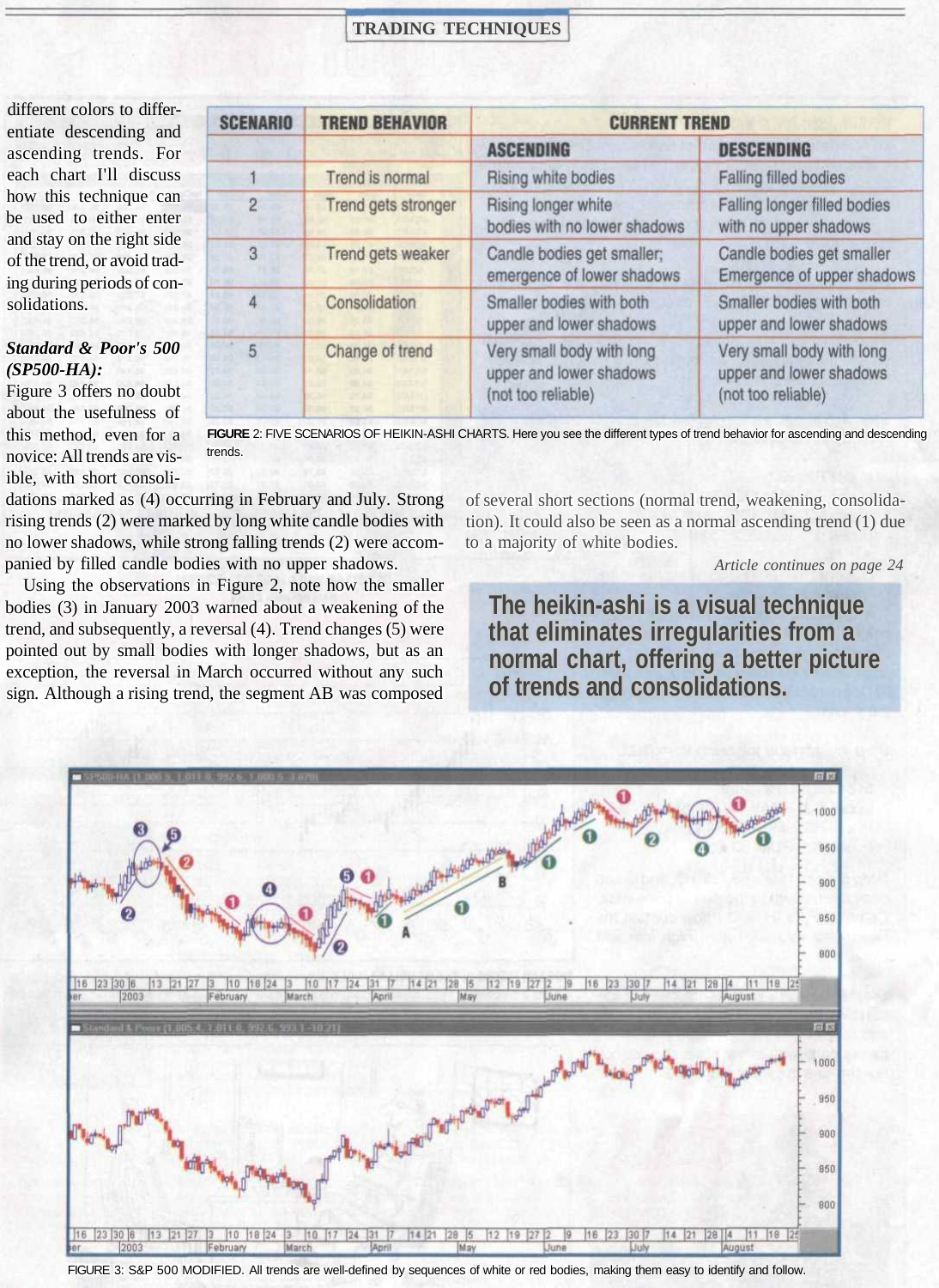different colors to differentiate descending and ascending trends. For each chart I'll discuss how this technique can be used to either enter and stay on the right side of the trend, or avoid trading during periods of consolidations.

| SCENARIO | TREND BEHAVIOR | CURRENT TREND | |
|---|---|---|---|
| | | ASCENDING | DESCENDING |
| 1 | Trend is normal | Rising white bodies | Falling filled bodies |
| 2 | Trend gets stronger | Rising longer white bodies with no lower shadows | Falling longer filled bodies with no upper shadows |
| 3 | Trend gets weaker | Candle bodies get smaller; emergence of lower shadows | Candle bodies get smaller Emergence of upper shadows |
| 4 | Consolidation | Smaller bodies with both upper and lower shadows | Smaller bodies with both upper and lower shadows |
| 5 | Change of trend | Very small body with long upper and lower shadows (not too reliable) | Very small body with long upper and lower shadows (not too reliable) |

**FIGURE** 2: FIVE SCENARIOS OF HEIKIN-ASHI CHARTS. Here you see the different types of trend behavior for ascending and descending trends.

***Standard & Poor's 500 (SP500-HA):***

Figure 3 offers no doubt about the usefulness of this method, even for a novice: All trends are visible, with short consolidations marked as (4) occurring in February and July. Strong rising trends (2) were marked by long white candle bodies with no lower shadows, while strong falling trends (2) were accompanied by filled candle bodies with no upper shadows.

Using the observations in Figure 2, note how the smaller bodies (3) in January 2003 warned about a weakening of the trend, and subsequently, a reversal (4). Trend changes (5) were pointed out by small bodies with longer shadows, but as an exception, the reversal in March occurred without any such sign. Although a rising trend, the segment AB was composed of several short sections (normal trend, weakening, consolidation). It could also be seen as a normal ascending trend (1) due to a majority of white bodies.

*Article continues on page 24*

**The heikin-ashi is a visual technique that eliminates irregularities from a normal chart, offering a better picture of trends and consolidations.**

FIGURE 3: S&P 500 MODIFIED. All trends are well-defined by sequences of white or red bodies, making them easy to identify and follow.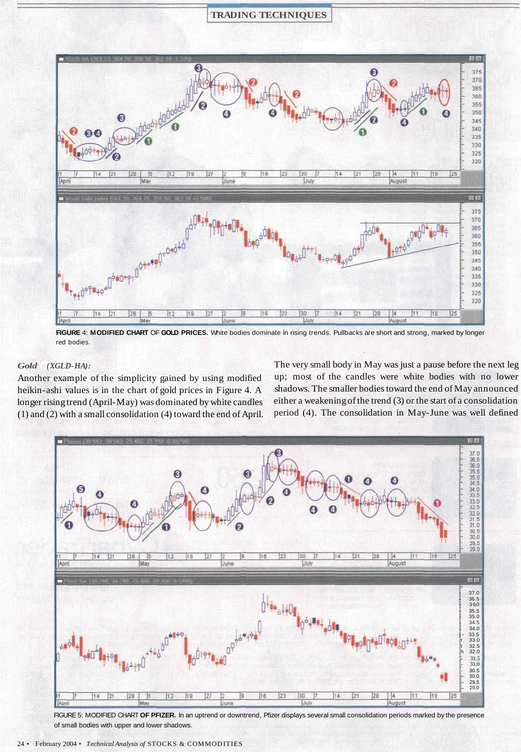FIGURE 4: **MODIFIED CHART** OF **GOLD PRICES.** White bodies dominate in rising trends. Pullbacks are short and strong, marked by longer red bodies.

### *Gold (XGLD-HA):*

Another example of the simplicity gained by using modified heikin-ashi values is in the chart of gold prices in Figure 4. A longer rising trend (April-May) was dominated by white candles (1) and (2) with a small consolidation (4) toward the end of April. The very small body in May was just a pause before the next leg up; most of the candles were white bodies with no lower shadows. The smaller bodies toward the end of May announced either a weakening of the trend (3) or the start of a consolidation period (4). The consolidation in May-June was well defined

FIGURE 5: MODIFIED CHART **OF PFIZER.** In an uptrend or downtrend, Pfizer displays several small consolidation periods marked by the presence of small bodies with upper and lower shadows.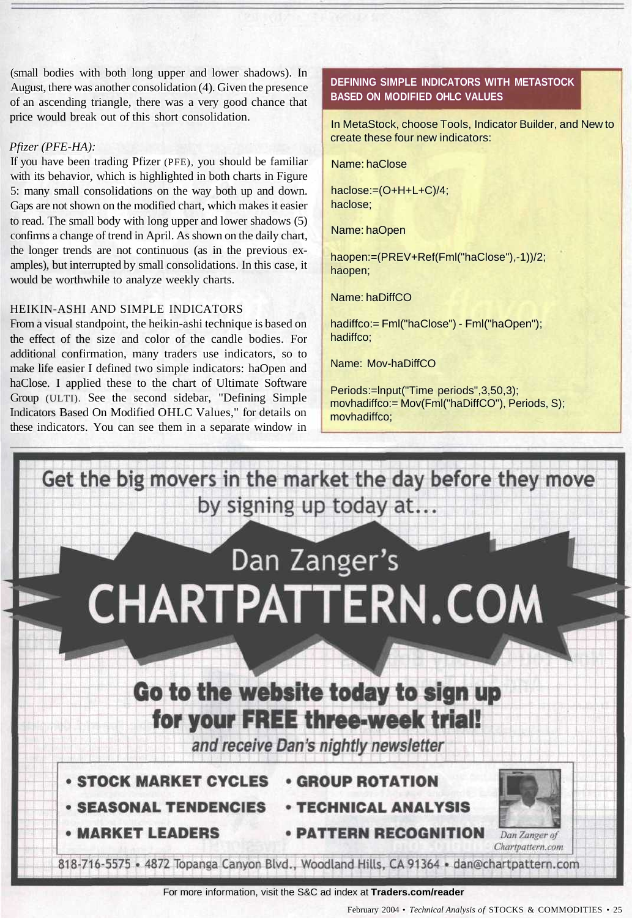(small bodies with both long upper and lower shadows). In August, there was another consolidation (4). Given the presence of an ascending triangle, there was a very good chance that price would break out of this short consolidation.

*Pfizer (PFE-HA):*

If you have been trading Pfizer (PFE), you should be familiar with its behavior, which is highlighted in both charts in Figure 5: many small consolidations on the way both up and down. Gaps are not shown on the modified chart, which makes it easier to read. The small body with long upper and lower shadows (5) confirms a change of trend in April. As shown on the daily chart, the longer trends are not continuous (as in the previous examples), but interrupted by small consolidations. In this case, it would be worthwhile to analyze weekly charts.

## HEIKIN-ASHI AND SIMPLE INDICATORS

From a visual standpoint, the heikin-ashi technique is based on the effect of the size and color of the candle bodies. For additional confirmation, many traders use indicators, so to make life easier I defined two simple indicators: haOpen and haClose. I applied these to the chart of Ultimate Software Group (ULTI). See the second sidebar, "Defining Simple Indicators Based On Modified OHLC Values," for details on these indicators. You can see them in a separate window in

### DEFINING SIMPLE INDICATORS WITH METASTOCK BASED ON MODIFIED OHLC VALUES

In MetaStock, choose Tools, Indicator Builder, and New to create these four new indicators:

Name: haClose

```
haclose:=(O+H+L+C)/4;
haclose;
```

Name: haOpen

```
haopen:=(PREV+Ref(Fml("haClose"),-1))/2;
haopen;
```

Name: haDiffCO

```
hadiffco:= Fml("haClose") - Fml("haOpen");
hadiffco;
```

Name: Mov-haDiffCO

```
Periods:=Input("Time periods",3,50,3);
movhadiffco:= Mov(Fml("haDiffCO"), Periods, S);
movhadiffco;
```

Get the big movers in the market the day before they move by signing up today at...

Dan Zanger's **CHARTPATTERN.COM**

**Go to the website today to sign up for your FREE three-week trial!**

*and receive Dan's nightly newsletter*

- STOCK MARKET CYCLES
- GROUP ROTATION
- SEASONAL TENDENCIES
- TECHNICAL ANALYSIS
- MARKET LEADERS
- PATTERN RECOGNITION

*Dan Zanger of Chartpattern.com*

818-716-5575 • 4872 Topanga Canyon Blvd., Woodland Hills, CA 91364 • dan@chartpattern.com

For more information, visit the S&C ad index at **Traders.com/reader**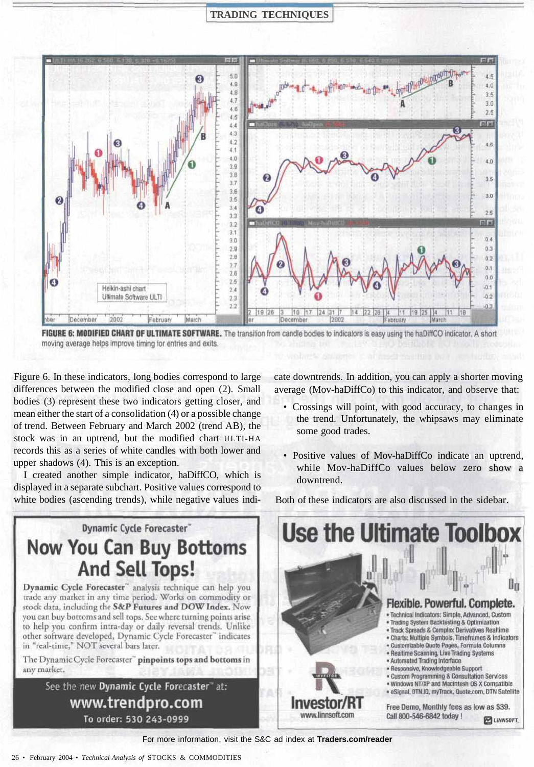**FIGURE 6: MODIFIED CHART OF ULTIMATE SOFTWARE.** The transition from candle bodies to indicators is easy using the haDiffCO indicator. A short moving average helps improve timing for entries and exits.

Figure 6. In these indicators, long bodies correspond to large differences between the modified close and open (2). Small bodies (3) represent these two indicators getting closer, and mean either the start of a consolidation (4) or a possible change of trend. Between February and March 2002 (trend AB), the stock was in an uptrend, but the modified chart ULTI-HA records this as a series of white candles with both lower and upper shadows (4). This is an exception.

I created another simple indicator, haDiffCO, which is displayed in a separate subchart. Positive values correspond to white bodies (ascending trends), while negative values indicate downtrends. In addition, you can apply a shorter moving average (Mov-haDiffCo) to this indicator, and observe that:

- Crossings will point, with good accuracy, to changes in the trend. Unfortunately, the whipsaws may eliminate some good trades.
- Positive values of Mov-haDiffCo indicate an uptrend, while Mov-haDiffCo values below zero show a downtrend.

Both of these indicators are also discussed in the sidebar.

---

Dynamic Cycle Forecaster™

# Now You Can Buy Bottoms And Sell Tops!

**Dynamic Cycle Forecaster™** analysis technique can help you trade any market in any time period. Works on commodity or stock data, including the **S&P Futures and DOW Index.** Now you can buy bottoms and sell tops. See where turning points arise to help you confirm intra-day or daily reversal trends. Unlike other software developed, Dynamic Cycle Forecaster™ indicates in "real-time," NOT several bars later.

The Dynamic Cycle Forecaster™ **pinpoints tops and bottoms** in any market.

See the new **Dynamic Cycle Forecaster™** at:
**www.trendpro.com**
To order: 530 243-0999

---

# Use the Ultimate Toolbox

**Flexible. Powerful. Complete.**

- Technical Indicators: Simple, Advanced, Custom
- Trading System Backtesting & Optimization
- Track Spreads & Complex Derivatives Realtime
- Charts: Multiple Symbols, Timeframes & Indicators
- Customizable Quote Pages, Formula Columns
- Realtime Scanning, Live Trading Systems
- Automated Trading Interface
- Responsive, Knowledgeable Support
- Custom Programming & Consultation Services
- Windows NT/XP and Macintosh OS X Compatible
- eSignal, DTN.IQ, myTrack, Quote.com, DTN Satellite

**Investor/RT**
www.linnsoft.com

Free Demo, Monthly fees as low as $39.
Call 800-546-6842 today!

LINNSOFT

---

For more information, visit the S&C ad index at **Traders.com/reader**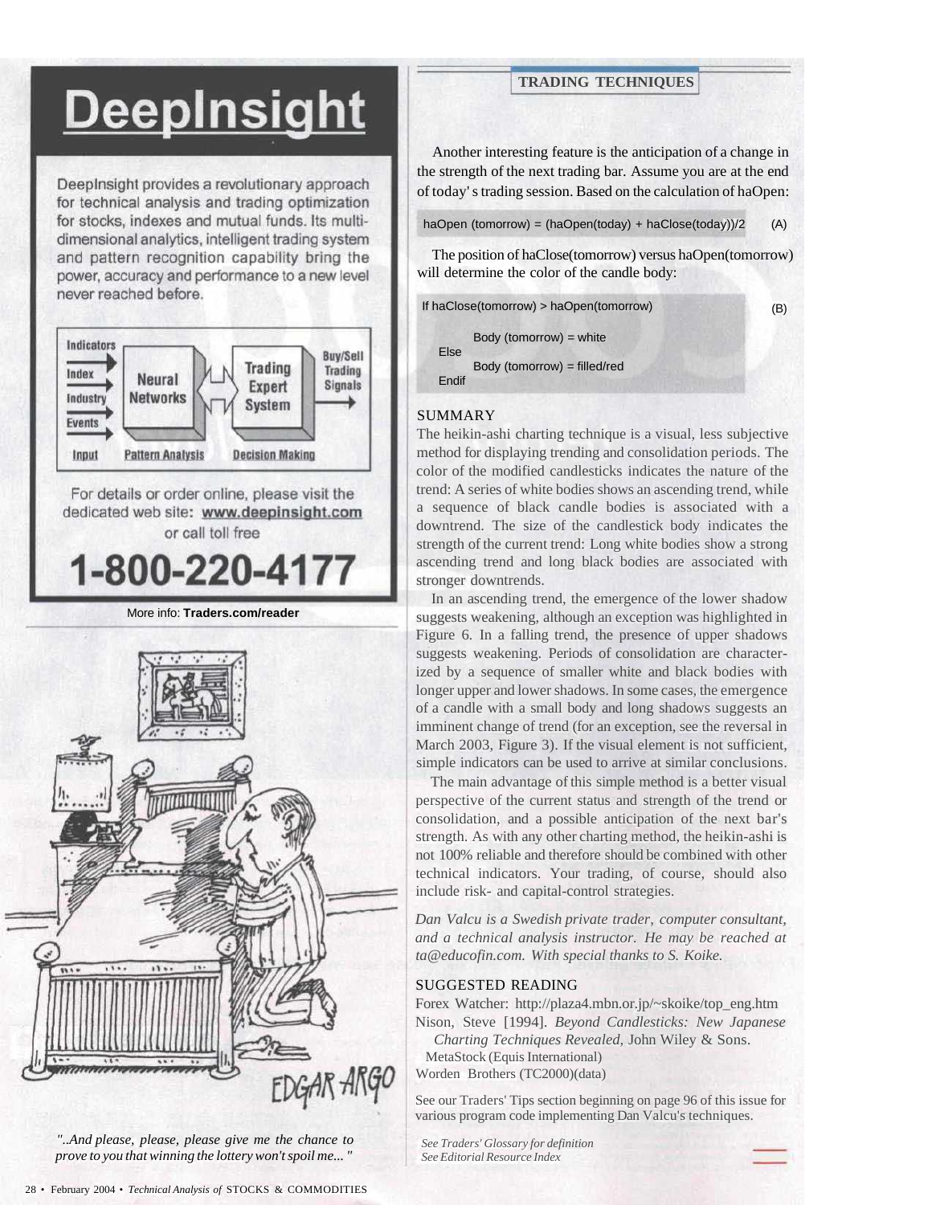DeepInsight

DeepInsight provides a revolutionary approach for technical analysis and trading optimization for stocks, indexes and mutual funds. Its multi-dimensional analytics, intelligent trading system and pattern recognition capability bring the power, accuracy and performance to a new level never reached before.

Indicators
Index
Industry
Events
Input

Neural Networks
Pattern Analysis

Trading Expert System
Decision Making

Buy/Sell Trading Signals

For details or order online, please visit the dedicated web site: www.deepinsight.com or call toll free

1-800-220-4177

More info: **Traders.com/reader**

EDGAR ARGO

*"..And please, please, please give me the chance to prove to you that winning the lottery won't spoil me... "*

**TRADING TECHNIQUES**

Another interesting feature is the anticipation of a change in the strength of the next trading bar. Assume you are at the end of today's trading session. Based on the calculation of haOpen:

```
haOpen (tomorrow) = (haOpen(today) + haClose(today))/2     (A)
```

The position of haClose(tomorrow) versus haOpen(tomorrow) will determine the color of the candle body:

```
If haClose(tomorrow) > haOpen(tomorrow)                    (B)
        Body (tomorrow) = white
   Else
        Body (tomorrow) = filled/red
   Endif
```

## SUMMARY

The heikin-ashi charting technique is a visual, less subjective method for displaying trending and consolidation periods. The color of the modified candlesticks indicates the nature of the trend: A series of white bodies shows an ascending trend, while a sequence of black candle bodies is associated with a downtrend. The size of the candlestick body indicates the strength of the current trend: Long white bodies show a strong ascending trend and long black bodies are associated with stronger downtrends.

In an ascending trend, the emergence of the lower shadow suggests weakening, although an exception was highlighted in Figure 6. In a falling trend, the presence of upper shadows suggests weakening. Periods of consolidation are characterized by a sequence of smaller white and black bodies with longer upper and lower shadows. In some cases, the emergence of a candle with a small body and long shadows suggests an imminent change of trend (for an exception, see the reversal in March 2003, Figure 3). If the visual element is not sufficient, simple indicators can be used to arrive at similar conclusions.

The main advantage of this simple method is a better visual perspective of the current status and strength of the trend or consolidation, and a possible anticipation of the next bar's strength. As with any other charting method, the heikin-ashi is not 100% reliable and therefore should be combined with other technical indicators. Your trading, of course, should also include risk- and capital-control strategies.

*Dan Valcu is a Swedish private trader, computer consultant, and a technical analysis instructor. He may be reached at ta@educofin.com. With special thanks to S. Koike.*

## SUGGESTED READING

Forex Watcher: http://plaza4.mbn.or.jp/~skoike/top_eng.htm
Nison, Steve [1994]. *Beyond Candlesticks: New Japanese Charting Techniques Revealed*, John Wiley & Sons.
MetaStock (Equis International)
Worden Brothers (TC2000)(data)

See our Traders' Tips section beginning on page 96 of this issue for various program code implementing Dan Valcu's techniques.

*See Traders' Glossary for definition*
*See Editorial Resource Index*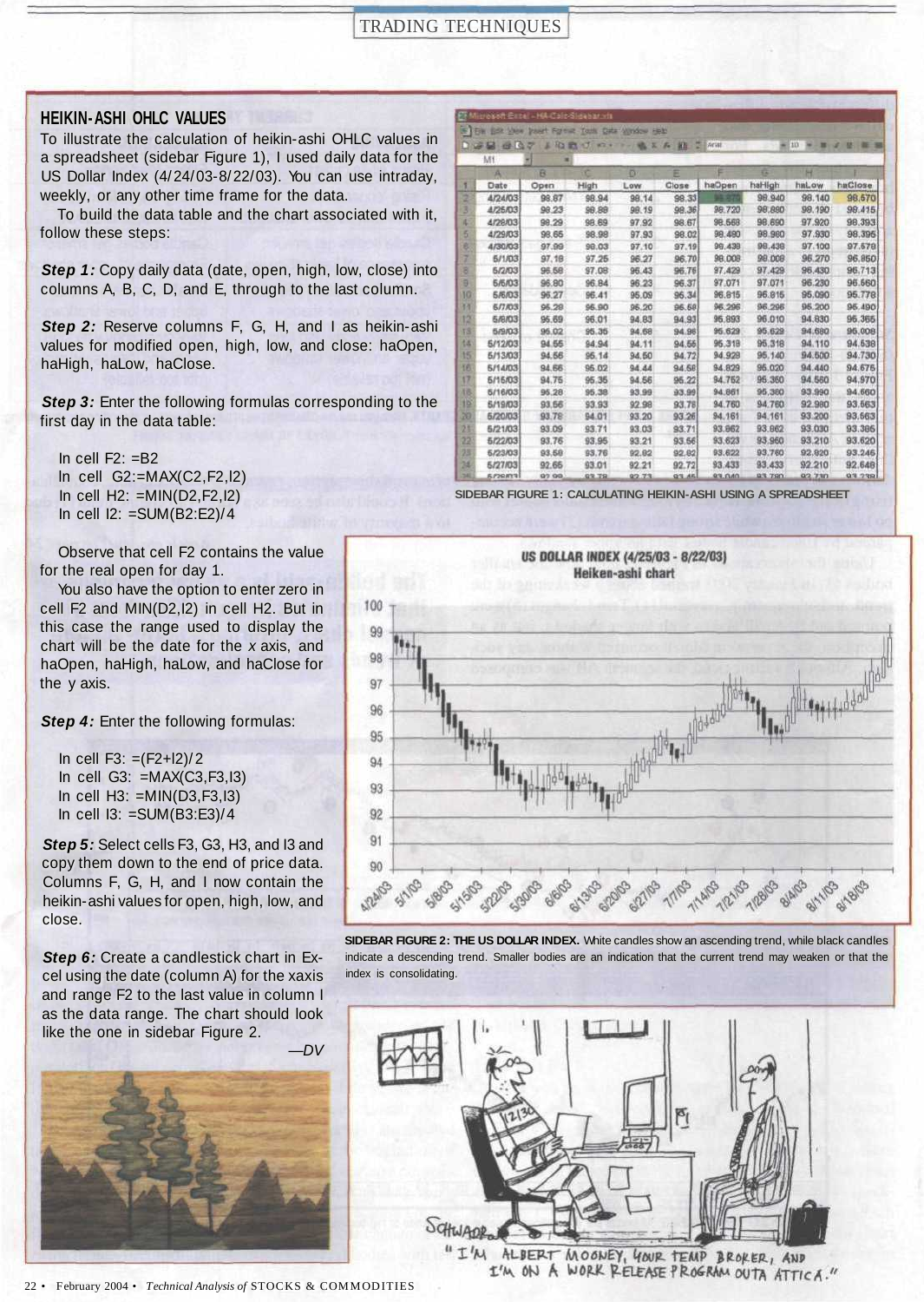## HEIKIN-ASHI OHLC VALUES

To illustrate the calculation of heikin-ashi OHLC values in a spreadsheet (sidebar Figure 1), I used daily data for the US Dollar Index (4/24/03-8/22/03). You can use intraday, weekly, or any other time frame for the data.

To build the data table and the chart associated with it, follow these steps:

***Step 1:*** Copy daily data (date, open, high, low, close) into columns A, B, C, D, and E, through to the last column.

***Step 2:*** Reserve columns F, G, H, and I as heikin-ashi values for modified open, high, low, and close: haOpen, haHigh, haLow, haClose.

***Step 3:*** Enter the following formulas corresponding to the first day in the data table:

In cell F2: =B2
In cell G2:=MAX(C2,F2,I2)
In cell H2: =MIN(D2,F2,I2)
In cell I2: =SUM(B2:E2)/4

Observe that cell F2 contains the value for the real open for day 1.

You also have the option to enter zero in cell F2 and MIN(D2,I2) in cell H2. But in this case the range used to display the chart will be the date for the *x* axis, and haOpen, haHigh, haLow, and haClose for the y axis.

***Step 4:*** Enter the following formulas:

In cell F3: =(F2+I2)/2
In cell G3: =MAX(C3,F3,I3)
In cell H3: =MIN(D3,F3,I3)
In cell I3: =SUM(B3:E3)/4

***Step 5:*** Select cells F3, G3, H3, and I3 and copy them down to the end of price data. Columns F, G, H, and I now contain the heikin-ashi values for open, high, low, and close.

***Step 6:*** Create a candlestick chart in Excel using the date (column A) for the xaxis and range F2 to the last value in column I as the data range. The chart should look like the one in sidebar Figure 2.

*—DV*

| Date | Open | High | Low | Close | haOpen | haHigh | haLow | haClose |
|---|---|---|---|---|---|---|---|---|
| 4/24/03 | 98.87 | 98.94 | 98.14 | 98.33 | 98.870 | 98.940 | 98.140 | 98.570 |
| 4/25/03 | 98.23 | 98.88 | 98.19 | 98.36 | 98.720 | 98.880 | 98.190 | 98.415 |
| 4/28/03 | 98.29 | 98.69 | 97.92 | 98.67 | 98.568 | 98.690 | 97.920 | 98.393 |
| 4/29/03 | 98.65 | 98.98 | 97.93 | 98.02 | 98.480 | 98.980 | 97.930 | 98.395 |
| 4/30/03 | 97.99 | 98.03 | 97.10 | 97.19 | 98.438 | 98.438 | 97.100 | 97.578 |
| 5/1/03 | 97.18 | 97.25 | 96.27 | 96.70 | 98.008 | 98.008 | 96.270 | 96.850 |
| 5/2/03 | 96.58 | 97.08 | 96.43 | 96.76 | 97.429 | 97.429 | 96.430 | 96.713 |
| 5/5/03 | 96.80 | 96.84 | 96.23 | 96.37 | 97.071 | 97.071 | 96.230 | 96.560 |
| 5/6/03 | 96.27 | 96.41 | 95.09 | 95.34 | 96.815 | 96.815 | 95.090 | 95.778 |
| 5/7/03 | 95.29 | 95.90 | 95.20 | 95.58 | 96.296 | 96.296 | 95.200 | 95.490 |
| 5/8/03 | 95.69 | 96.01 | 94.83 | 94.93 | 95.893 | 96.010 | 94.830 | 95.365 |
| 5/9/03 | 95.02 | 95.35 | 94.68 | 94.98 | 95.629 | 95.629 | 94.680 | 95.008 |
| 5/12/03 | 94.55 | 94.94 | 94.11 | 94.55 | 95.318 | 95.318 | 94.110 | 94.538 |
| 5/13/03 | 94.56 | 95.14 | 94.50 | 94.72 | 94.928 | 95.140 | 94.500 | 94.730 |
| 5/14/03 | 94.66 | 95.02 | 94.44 | 94.58 | 94.829 | 95.020 | 94.440 | 94.675 |
| 5/15/03 | 94.75 | 95.35 | 94.56 | 95.22 | 94.752 | 95.360 | 94.560 | 94.970 |
| 5/16/03 | 95.28 | 95.38 | 93.99 | 93.99 | 94.861 | 95.380 | 93.990 | 94.660 |
| 5/19/03 | 93.56 | 93.93 | 92.98 | 93.78 | 94.760 | 94.760 | 92.980 | 93.563 |
| 5/20/03 | 93.78 | 94.01 | 93.20 | 93.26 | 94.161 | 94.161 | 93.200 | 93.563 |
| 5/21/03 | 93.09 | 93.71 | 93.03 | 93.71 | 93.862 | 93.862 | 93.030 | 93.385 |
| 5/22/03 | 93.76 | 93.95 | 93.21 | 93.56 | 93.623 | 93.960 | 93.210 | 93.620 |
| 5/23/03 | 93.68 | 93.76 | 92.82 | 92.82 | 93.622 | 93.760 | 92.820 | 93.246 |
| 5/27/03 | 92.65 | 93.01 | 92.21 | 92.72 | 93.433 | 93.433 | 92.210 | 92.648 |

SIDEBAR FIGURE 1: CALCULATING HEIKIN-ASHI USING A SPREADSHEET

US DOLLAR INDEX (4/25/03 - 8/22/03)
Heiken-ashi chart

100
99
98
97
96
95
94
93
92
91
90

4/24/03 5/1/03 5/8/03 5/15/03 5/22/03 5/30/03 6/6/03 6/13/03 6/20/03 6/27/03 7/7/03 7/14/03 7/21/03 7/28/03 8/4/03 8/11/03 8/18/03

**SIDEBAR FIGURE 2: THE US DOLLAR INDEX.** White candles show an ascending trend, while black candles indicate a descending trend. Smaller bodies are an indication that the current trend may weaken or that the index is consolidating.

"I'M ALBERT MOONEY, YOUR TEMP BROKER, AND I'M ON A WORK RELEASE PROGRAM OUTA ATTICA."